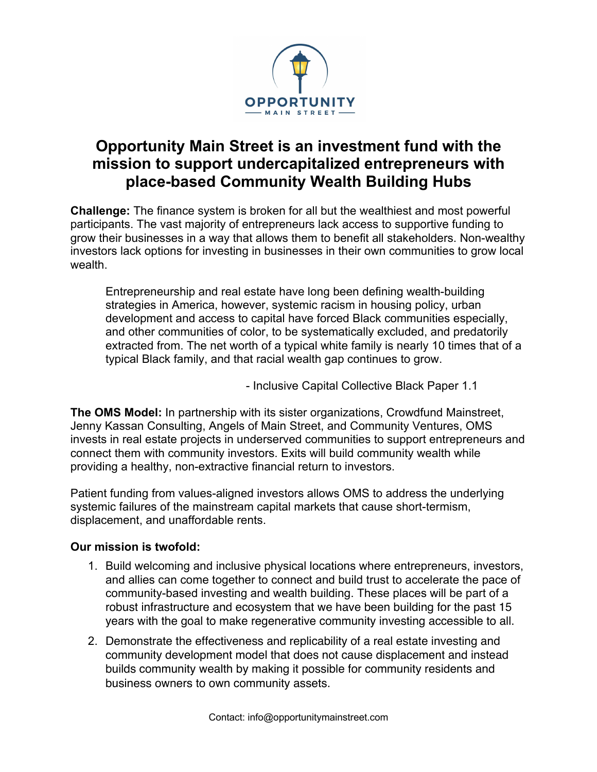OPPORTUNITY

MAIN STREET

# Opportunity Main Street is an investment fund with the mission to support undercapitalized entrepreneurs with place-based Community Wealth Building Hubs

**Challenge:** The finance system is broken for all but the wealthiest and most powerful participants. The vast majority of entrepreneurs lack access to supportive funding to grow their businesses in a way that allows them to benefit all stakeholders. Non-wealthy investors lack options for investing in businesses in their own communities to grow local wealth.

> Entrepreneurship and real estate have long been defining wealth-building strategies in America, however, systemic racism in housing policy, urban development and access to capital have forced Black communities especially, and other communities of color, to be systematically excluded, and predatorily extracted from. The net worth of a typical white family is nearly 10 times that of a typical Black family, and that racial wealth gap continues to grow.
>
> - Inclusive Capital Collective Black Paper 1.1

**The OMS Model:** In partnership with its sister organizations, Crowdfund Mainstreet, Jenny Kassan Consulting, Angels of Main Street, and Community Ventures, OMS invests in real estate projects in underserved communities to support entrepreneurs and connect them with community investors. Exits will build community wealth while providing a healthy, non-extractive financial return to investors.

Patient funding from values-aligned investors allows OMS to address the underlying systemic failures of the mainstream capital markets that cause short-termism, displacement, and unaffordable rents.

**Our mission is twofold:**

1. Build welcoming and inclusive physical locations where entrepreneurs, investors, and allies can come together to connect and build trust to accelerate the pace of community-based investing and wealth building. These places will be part of a robust infrastructure and ecosystem that we have been building for the past 15 years with the goal to make regenerative community investing accessible to all.
2. Demonstrate the effectiveness and replicability of a real estate investing and community development model that does not cause displacement and instead builds community wealth by making it possible for community residents and business owners to own community assets.

Contact: info@opportunitymainstreet.com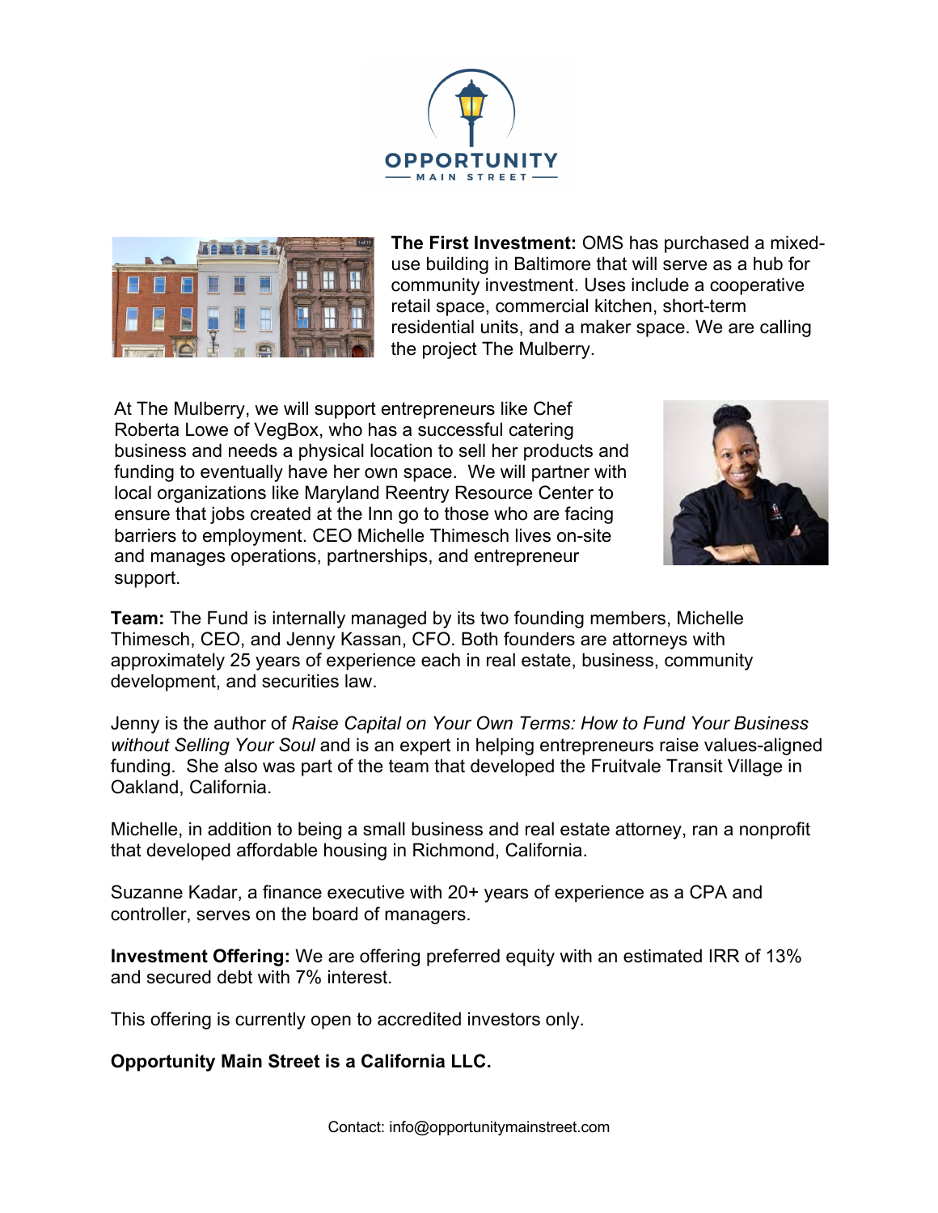OPPORTUNITY
MAIN STREET

**The First Investment:** OMS has purchased a mixed-use building in Baltimore that will serve as a hub for community investment. Uses include a cooperative retail space, commercial kitchen, short-term residential units, and a maker space. We are calling the project The Mulberry.

At The Mulberry, we will support entrepreneurs like Chef Roberta Lowe of VegBox, who has a successful catering business and needs a physical location to sell her products and funding to eventually have her own space. We will partner with local organizations like Maryland Reentry Resource Center to ensure that jobs created at the Inn go to those who are facing barriers to employment. CEO Michelle Thimesch lives on-site and manages operations, partnerships, and entrepreneur support.

**Team:** The Fund is internally managed by its two founding members, Michelle Thimesch, CEO, and Jenny Kassan, CFO. Both founders are attorneys with approximately 25 years of experience each in real estate, business, community development, and securities law.

Jenny is the author of *Raise Capital on Your Own Terms: How to Fund Your Business without Selling Your Soul* and is an expert in helping entrepreneurs raise values-aligned funding. She also was part of the team that developed the Fruitvale Transit Village in Oakland, California.

Michelle, in addition to being a small business and real estate attorney, ran a nonprofit that developed affordable housing in Richmond, California.

Suzanne Kadar, a finance executive with 20+ years of experience as a CPA and controller, serves on the board of managers.

**Investment Offering:** We are offering preferred equity with an estimated IRR of 13% and secured debt with 7% interest.

This offering is currently open to accredited investors only.

**Opportunity Main Street is a California LLC.**

Contact: info@opportunitymainstreet.com